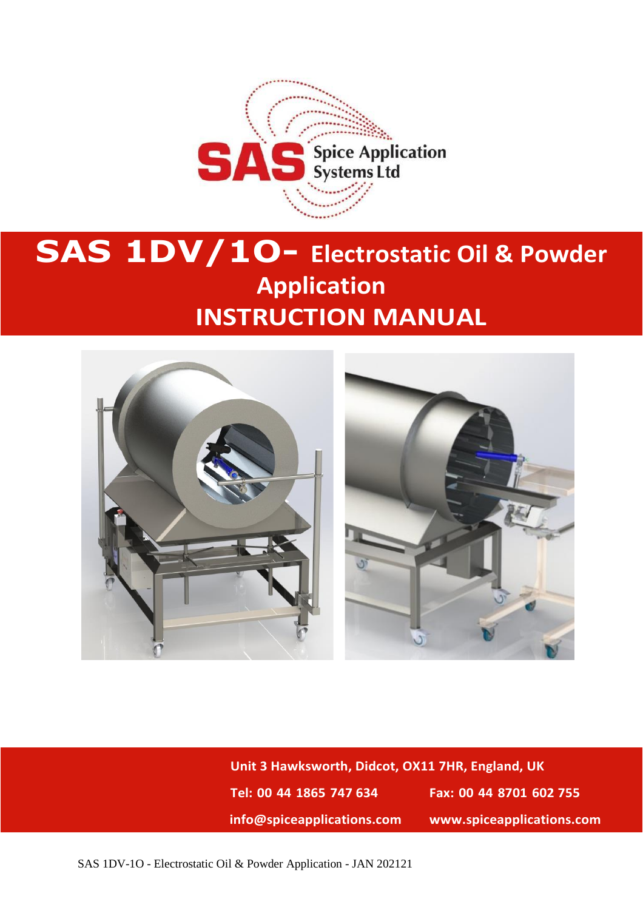SAS Spice Application Systems Ltd

# SAS 1DV/1O- Electrostatic Oil & Powder Application
# INSTRUCTION MANUAL

Unit 3 Hawksworth, Didcot, OX11 7HR, England, UK

Tel: 00 44 1865 747 634 Fax: 00 44 8701 602 755

info@spiceapplications.com www.spiceapplications.com

SAS 1DV-1O - Electrostatic Oil & Powder Application - JAN 202121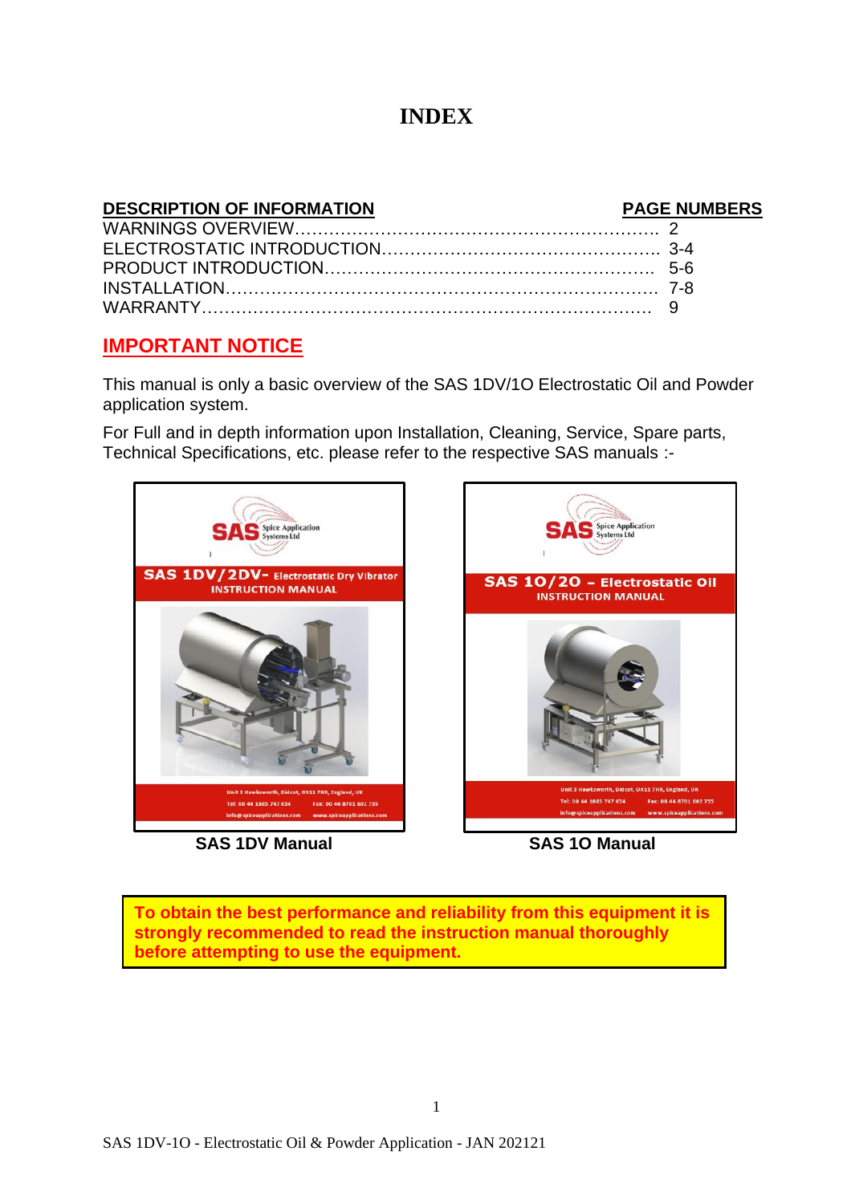# INDEX

| DESCRIPTION OF INFORMATION | PAGE NUMBERS |
|---|---|
| WARNINGS OVERVIEW | 2 |
| ELECTROSTATIC INTRODUCTION | 3-4 |
| PRODUCT INTRODUCTION | 5-6 |
| INSTALLATION | 7-8 |
| WARRANTY | 9 |

## IMPORTANT NOTICE

This manual is only a basic overview of the SAS 1DV/1O Electrostatic Oil and Powder application system.

For Full and in depth information upon Installation, Cleaning, Service, Spare parts, Technical Specifications, etc. please refer to the respective SAS manuals :-

**SAS 1DV Manual**

**SAS 1O Manual**

**To obtain the best performance and reliability from this equipment it is strongly recommended to read the instruction manual thoroughly before attempting to use the equipment.**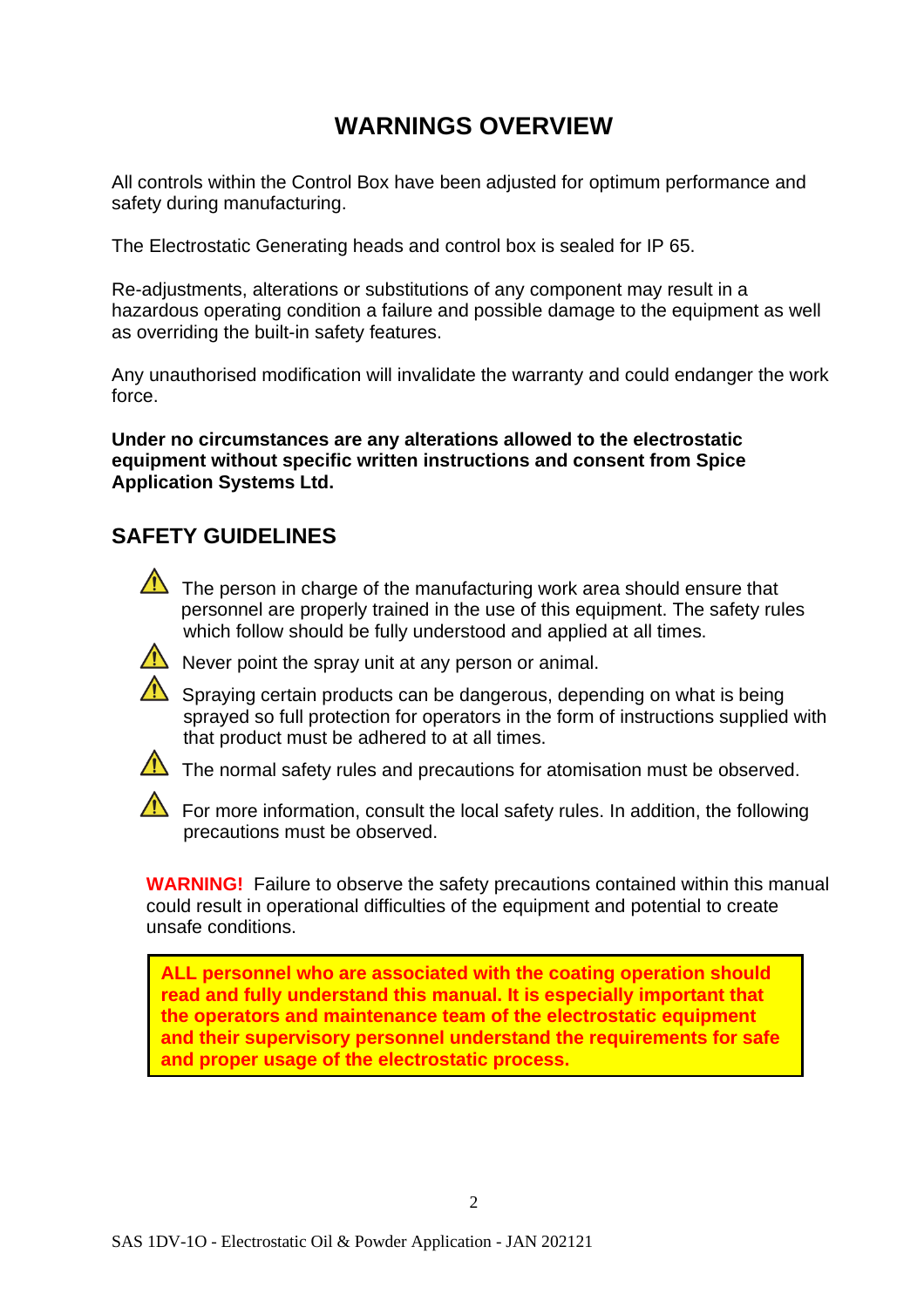# WARNINGS OVERVIEW

All controls within the Control Box have been adjusted for optimum performance and safety during manufacturing.

The Electrostatic Generating heads and control box is sealed for IP 65.

Re-adjustments, alterations or substitutions of any component may result in a hazardous operating condition a failure and possible damage to the equipment as well as overriding the built-in safety features.

Any unauthorised modification will invalidate the warranty and could endanger the work force.

**Under no circumstances are any alterations allowed to the electrostatic equipment without specific written instructions and consent from Spice Application Systems Ltd.**

## SAFETY GUIDELINES

- ⚠ The person in charge of the manufacturing work area should ensure that personnel are properly trained in the use of this equipment. The safety rules which follow should be fully understood and applied at all times.
- ⚠ Never point the spray unit at any person or animal.
- ⚠ Spraying certain products can be dangerous, depending on what is being sprayed so full protection for operators in the form of instructions supplied with that product must be adhered to at all times.
- ⚠ The normal safety rules and precautions for atomisation must be observed.
- ⚠ For more information, consult the local safety rules. In addition, the following precautions must be observed.

**WARNING!** Failure to observe the safety precautions contained within this manual could result in operational difficulties of the equipment and potential to create unsafe conditions.

**ALL personnel who are associated with the coating operation should read and fully understand this manual. It is especially important that the operators and maintenance team of the electrostatic equipment and their supervisory personnel understand the requirements for safe and proper usage of the electrostatic process.**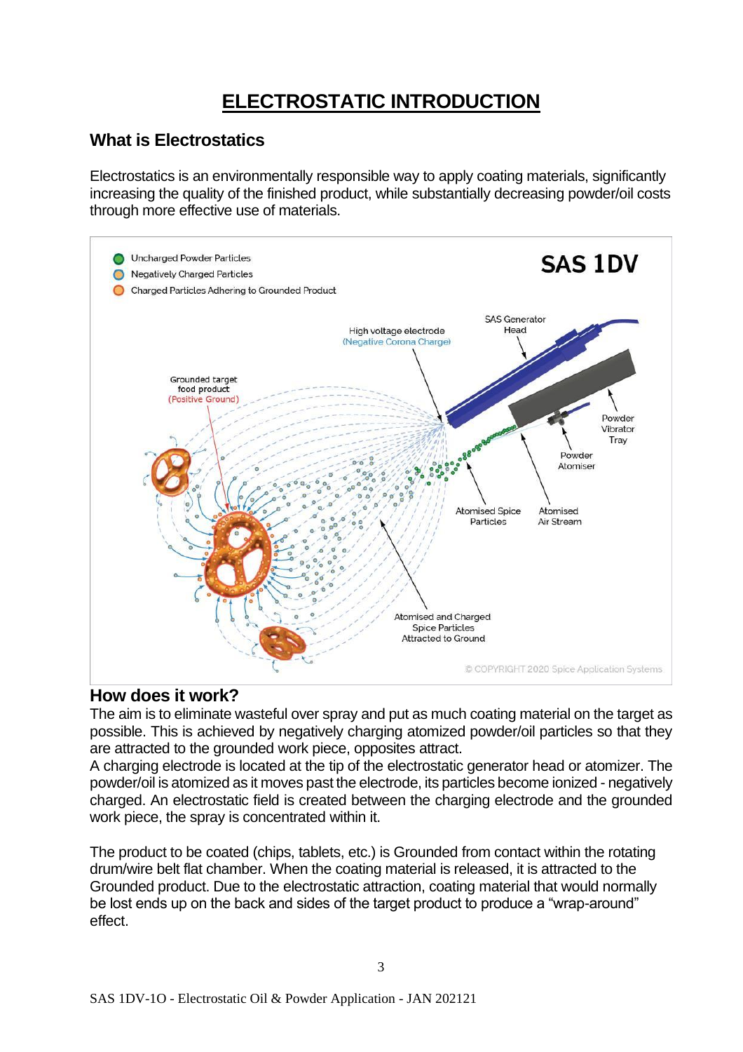# ELECTROSTATIC INTRODUCTION

## What is Electrostatics

Electrostatics is an environmentally responsible way to apply coating materials, significantly increasing the quality of the finished product, while substantially decreasing powder/oil costs through more effective use of materials.

## How does it work?

The aim is to eliminate wasteful over spray and put as much coating material on the target as possible. This is achieved by negatively charging atomized powder/oil particles so that they are attracted to the grounded work piece, opposites attract.

A charging electrode is located at the tip of the electrostatic generator head or atomizer. The powder/oil is atomized as it moves past the electrode, its particles become ionized - negatively charged. An electrostatic field is created between the charging electrode and the grounded work piece, the spray is concentrated within it.

The product to be coated (chips, tablets, etc.) is Grounded from contact within the rotating drum/wire belt flat chamber. When the coating material is released, it is attracted to the Grounded product. Due to the electrostatic attraction, coating material that would normally be lost ends up on the back and sides of the target product to produce a "wrap-around" effect.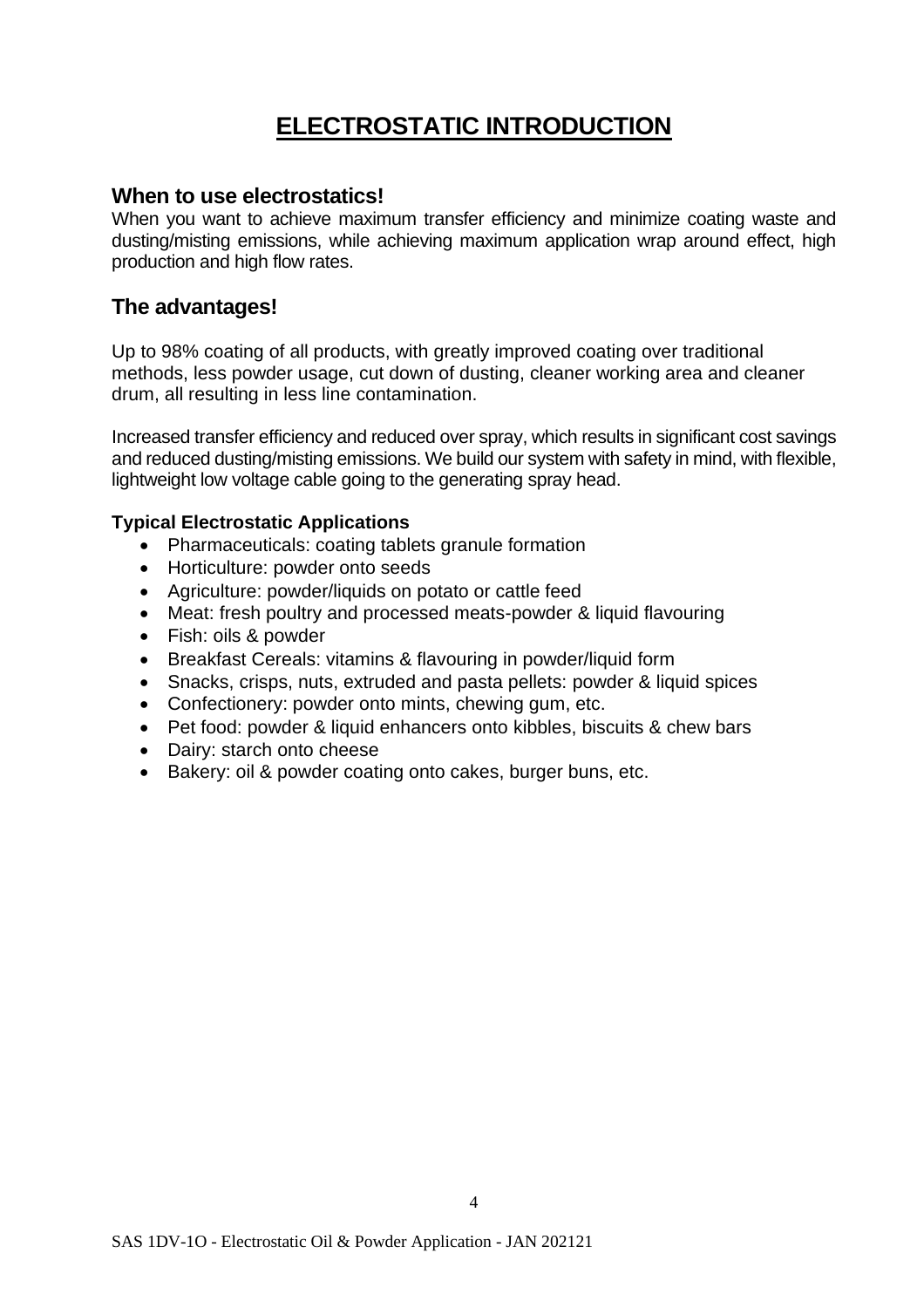# ELECTROSTATIC INTRODUCTION

## When to use electrostatics!

When you want to achieve maximum transfer efficiency and minimize coating waste and dusting/misting emissions, while achieving maximum application wrap around effect, high production and high flow rates.

## The advantages!

Up to 98% coating of all products, with greatly improved coating over traditional methods, less powder usage, cut down of dusting, cleaner working area and cleaner drum, all resulting in less line contamination.

Increased transfer efficiency and reduced over spray, which results in significant cost savings and reduced dusting/misting emissions. We build our system with safety in mind, with flexible, lightweight low voltage cable going to the generating spray head.

### Typical Electrostatic Applications

- Pharmaceuticals: coating tablets granule formation
- Horticulture: powder onto seeds
- Agriculture: powder/liquids on potato or cattle feed
- Meat: fresh poultry and processed meats-powder & liquid flavouring
- Fish: oils & powder
- Breakfast Cereals: vitamins & flavouring in powder/liquid form
- Snacks, crisps, nuts, extruded and pasta pellets: powder & liquid spices
- Confectionery: powder onto mints, chewing gum, etc.
- Pet food: powder & liquid enhancers onto kibbles, biscuits & chew bars
- Dairy: starch onto cheese
- Bakery: oil & powder coating onto cakes, burger buns, etc.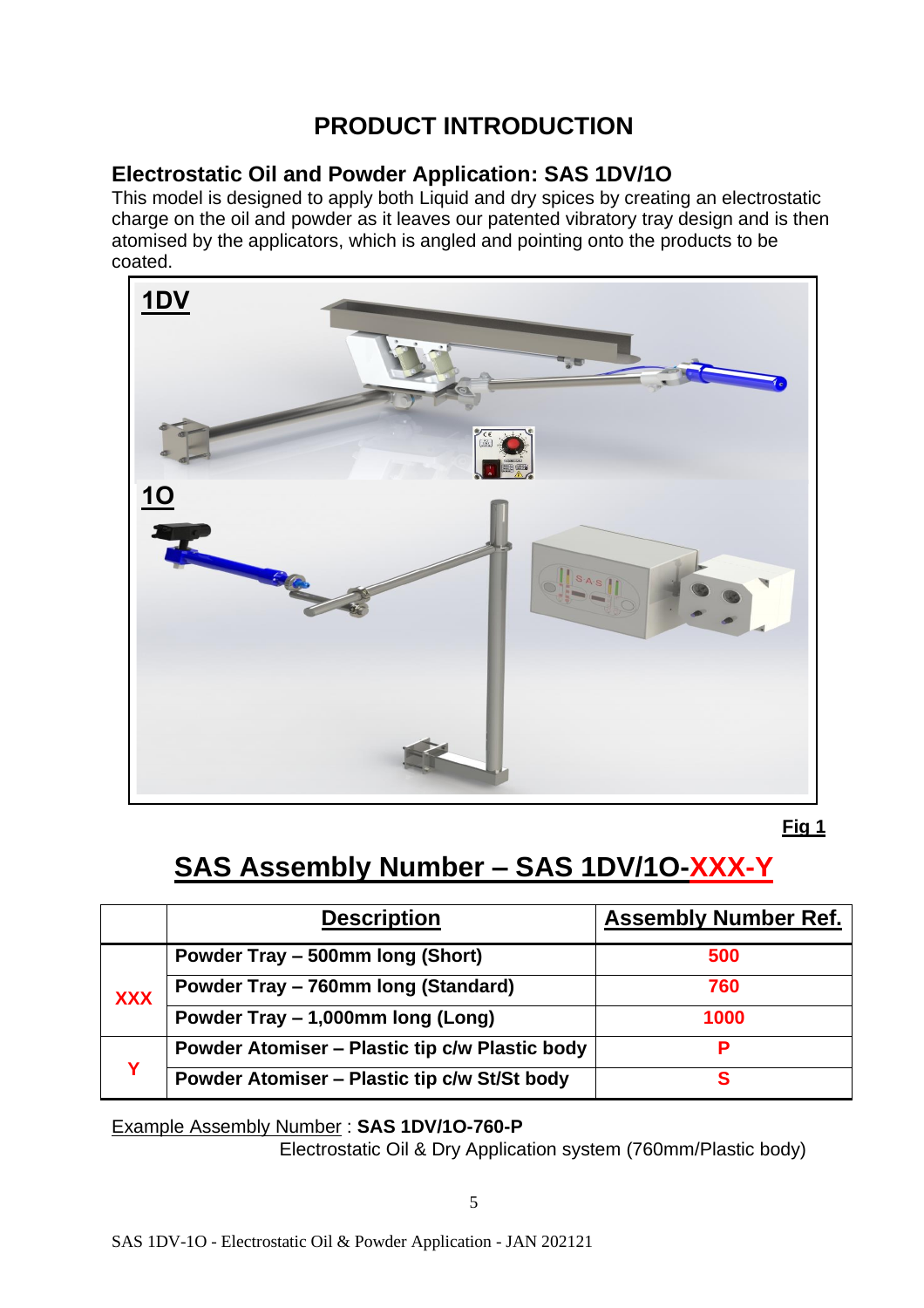# PRODUCT INTRODUCTION

## Electrostatic Oil and Powder Application: SAS 1DV/1O

This model is designed to apply both Liquid and dry spices by creating an electrostatic charge on the oil and powder as it leaves our patented vibratory tray design and is then atomised by the applicators, which is angled and pointing onto the products to be coated.

**Fig 1**

## SAS Assembly Number – SAS 1DV/1O-XXX-Y

| | Description | Assembly Number Ref. |
|---|---|---|
| XXX | Powder Tray – 500mm long (Short) | 500 |
| | Powder Tray – 760mm long (Standard) | 760 |
| | Powder Tray – 1,000mm long (Long) | 1000 |
| Y | Powder Atomiser – Plastic tip c/w Plastic body | P |
| | Powder Atomiser – Plastic tip c/w St/St body | S |

Example Assembly Number : **SAS 1DV/1O-760-P**
Electrostatic Oil & Dry Application system (760mm/Plastic body)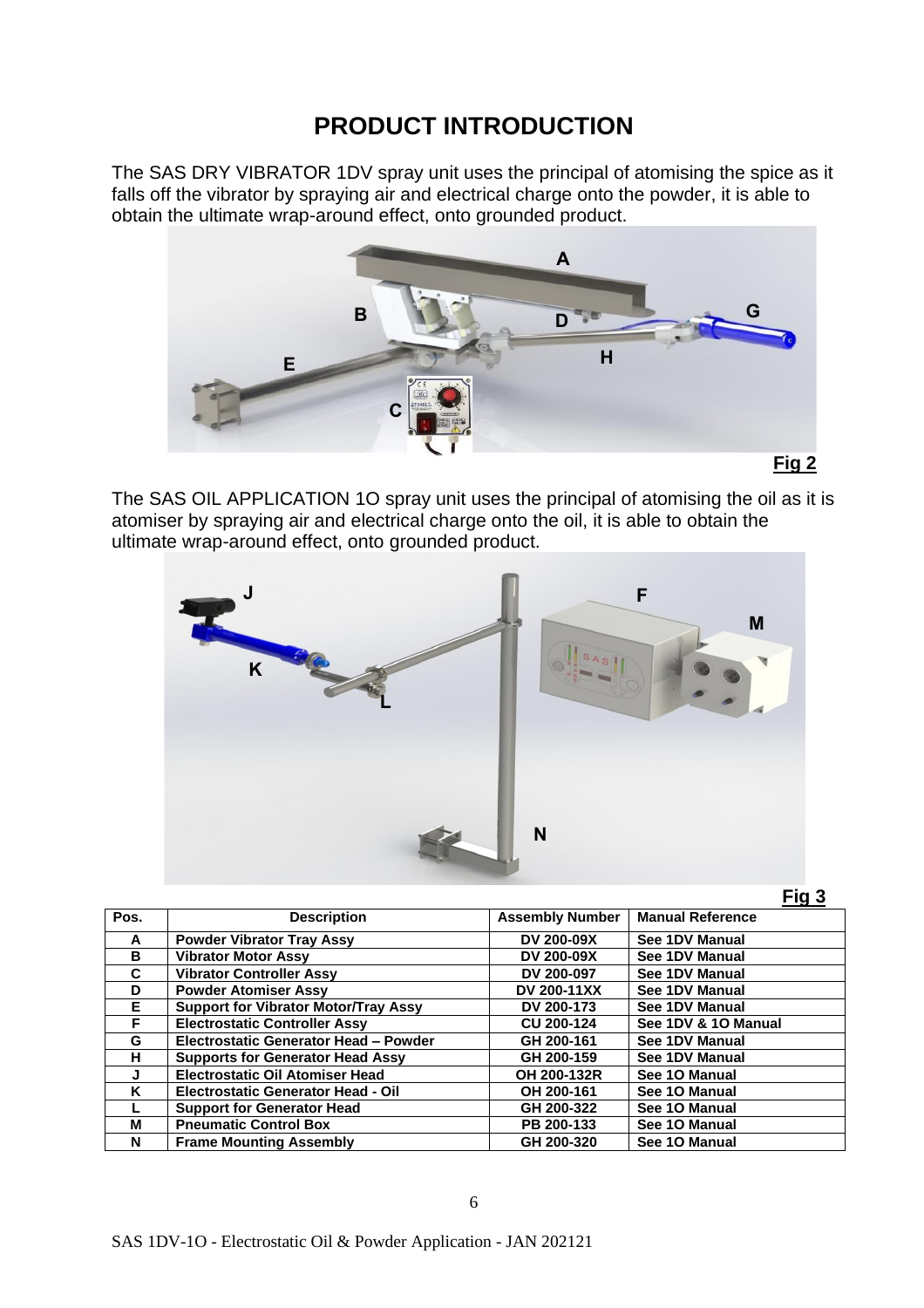# PRODUCT INTRODUCTION

The SAS DRY VIBRATOR 1DV spray unit uses the principal of atomising the spice as it falls off the vibrator by spraying air and electrical charge onto the powder, it is able to obtain the ultimate wrap-around effect, onto grounded product.

**Fig 2**

The SAS OIL APPLICATION 1O spray unit uses the principal of atomising the oil as it is atomiser by spraying air and electrical charge onto the oil, it is able to obtain the ultimate wrap-around effect, onto grounded product.

**Fig 3**

| Pos. | Description | Assembly Number | Manual Reference |
|---|---|---|---|
| A | Powder Vibrator Tray Assy | DV 200-09X | See 1DV Manual |
| B | Vibrator Motor Assy | DV 200-09X | See 1DV Manual |
| C | Vibrator Controller Assy | DV 200-097 | See 1DV Manual |
| D | Powder Atomiser Assy | DV 200-11XX | See 1DV Manual |
| E | Support for Vibrator Motor/Tray Assy | DV 200-173 | See 1DV Manual |
| F | Electrostatic Controller Assy | CU 200-124 | See 1DV & 1O Manual |
| G | Electrostatic Generator Head – Powder | GH 200-161 | See 1DV Manual |
| H | Supports for Generator Head Assy | GH 200-159 | See 1DV Manual |
| J | Electrostatic Oil Atomiser Head | OH 200-132R | See 1O Manual |
| K | Electrostatic Generator Head - Oil | OH 200-161 | See 1O Manual |
| L | Support for Generator Head | GH 200-322 | See 1O Manual |
| M | Pneumatic Control Box | PB 200-133 | See 1O Manual |
| N | Frame Mounting Assembly | GH 200-320 | See 1O Manual |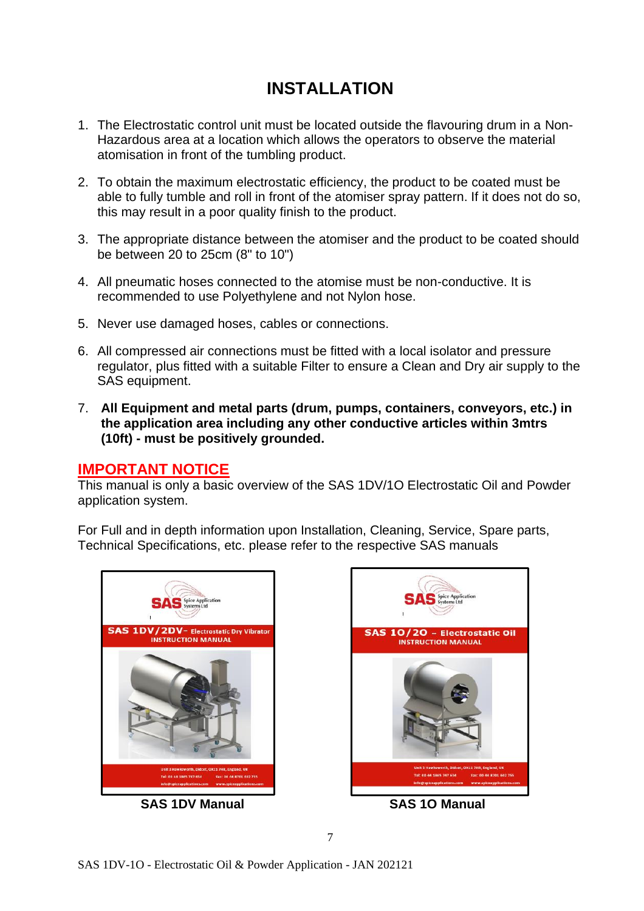# INSTALLATION

1. The Electrostatic control unit must be located outside the flavouring drum in a Non-Hazardous area at a location which allows the operators to observe the material atomisation in front of the tumbling product.
2. To obtain the maximum electrostatic efficiency, the product to be coated must be able to fully tumble and roll in front of the atomiser spray pattern. If it does not do so, this may result in a poor quality finish to the product.
3. The appropriate distance between the atomiser and the product to be coated should be between 20 to 25cm (8" to 10")
4. All pneumatic hoses connected to the atomise must be non-conductive. It is recommended to use Polyethylene and not Nylon hose.
5. Never use damaged hoses, cables or connections.
6. All compressed air connections must be fitted with a local isolator and pressure regulator, plus fitted with a suitable Filter to ensure a Clean and Dry air supply to the SAS equipment.
7. **All Equipment and metal parts (drum, pumps, containers, conveyors, etc.) in the application area including any other conductive articles within 3mtrs (10ft) - must be positively grounded.**

## IMPORTANT NOTICE

This manual is only a basic overview of the SAS 1DV/1O Electrostatic Oil and Powder application system.

For Full and in depth information upon Installation, Cleaning, Service, Spare parts, Technical Specifications, etc. please refer to the respective SAS manuals

SAS 1DV/2DV– Electrostatic Dry Vibrator INSTRUCTION MANUAL

**SAS 1DV Manual**

SAS 1O/2O – Electrostatic Oil INSTRUCTION MANUAL

**SAS 1O Manual**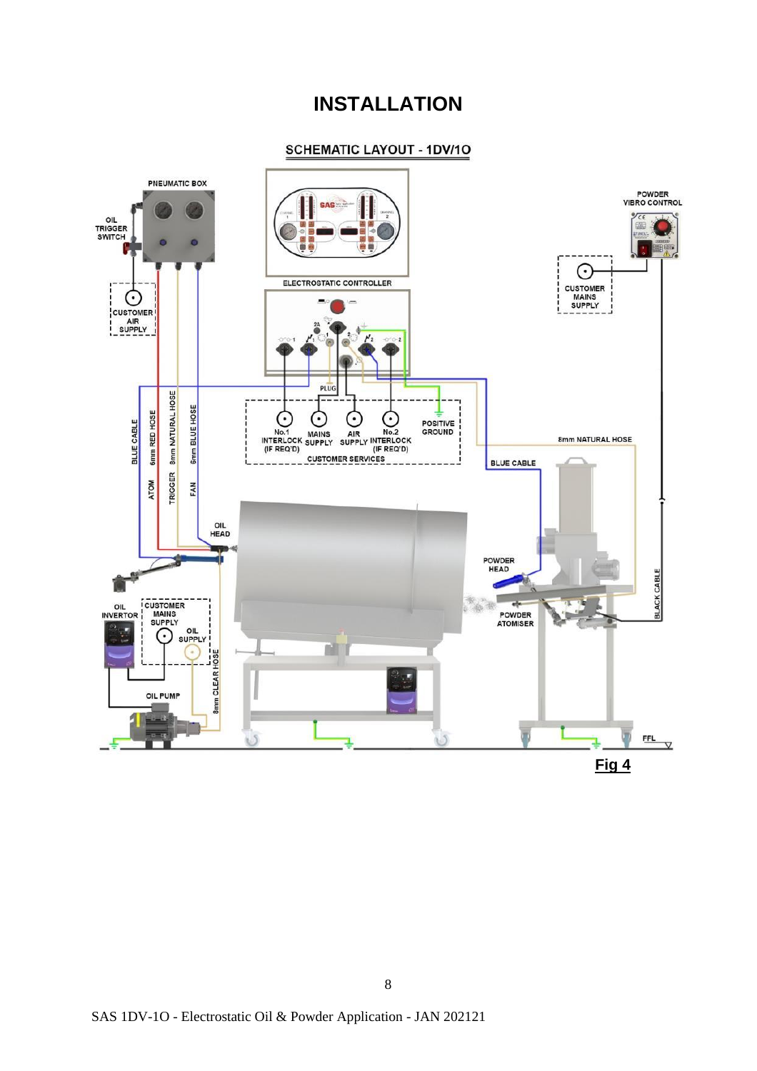# INSTALLATION

## SCHEMATIC LAYOUT - 1DV/1O

PNEUMATIC BOX

OIL TRIGGER SWITCH

CUSTOMER AIR SUPPLY

ELECTROSTATIC CONTROLLER

PLUG

No.1 INTERLOCK (IF REQ'D)

MAINS SUPPLY

AIR SUPPLY

No.2 INTERLOCK (IF REQ'D)

POSITIVE GROUND

CUSTOMER SERVICES

POWDER VIBRO CONTROL

CUSTOMER MAINS SUPPLY

8mm NATURAL HOSE

BLUE CABLE

BLUE CABLE

6mm RED HOSE

8mm NATURAL HOSE

6mm BLUE HOSE

ATOM

TRIGGER

FAN

OIL HEAD

POWDER HEAD

POWDER ATOMISER

BLACK CABLE

OIL INVERTOR

CUSTOMER MAINS SUPPLY

OIL SUPPLY

8mm CLEAR HOSE

OIL PUMP

FFL

**Fig 4**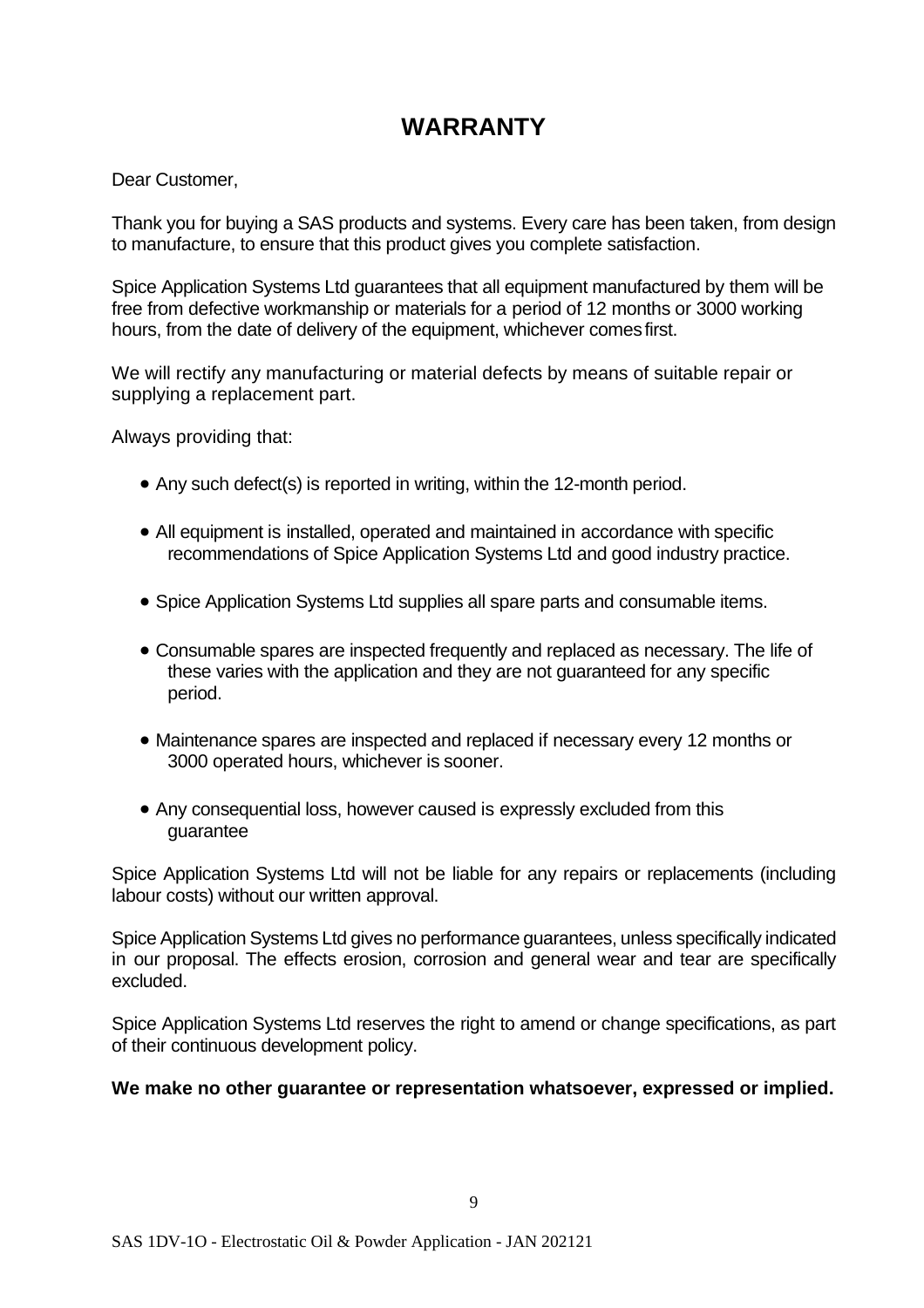# WARRANTY

Dear Customer,

Thank you for buying a SAS products and systems. Every care has been taken, from design to manufacture, to ensure that this product gives you complete satisfaction.

Spice Application Systems Ltd guarantees that all equipment manufactured by them will be free from defective workmanship or materials for a period of 12 months or 3000 working hours, from the date of delivery of the equipment, whichever comes first.

We will rectify any manufacturing or material defects by means of suitable repair or supplying a replacement part.

Always providing that:

- Any such defect(s) is reported in writing, within the 12-month period.
- All equipment is installed, operated and maintained in accordance with specific recommendations of Spice Application Systems Ltd and good industry practice.
- Spice Application Systems Ltd supplies all spare parts and consumable items.
- Consumable spares are inspected frequently and replaced as necessary. The life of these varies with the application and they are not guaranteed for any specific period.
- Maintenance spares are inspected and replaced if necessary every 12 months or 3000 operated hours, whichever is sooner.
- Any consequential loss, however caused is expressly excluded from this guarantee

Spice Application Systems Ltd will not be liable for any repairs or replacements (including labour costs) without our written approval.

Spice Application Systems Ltd gives no performance guarantees, unless specifically indicated in our proposal. The effects erosion, corrosion and general wear and tear are specifically excluded.

Spice Application Systems Ltd reserves the right to amend or change specifications, as part of their continuous development policy.

**We make no other guarantee or representation whatsoever, expressed or implied.**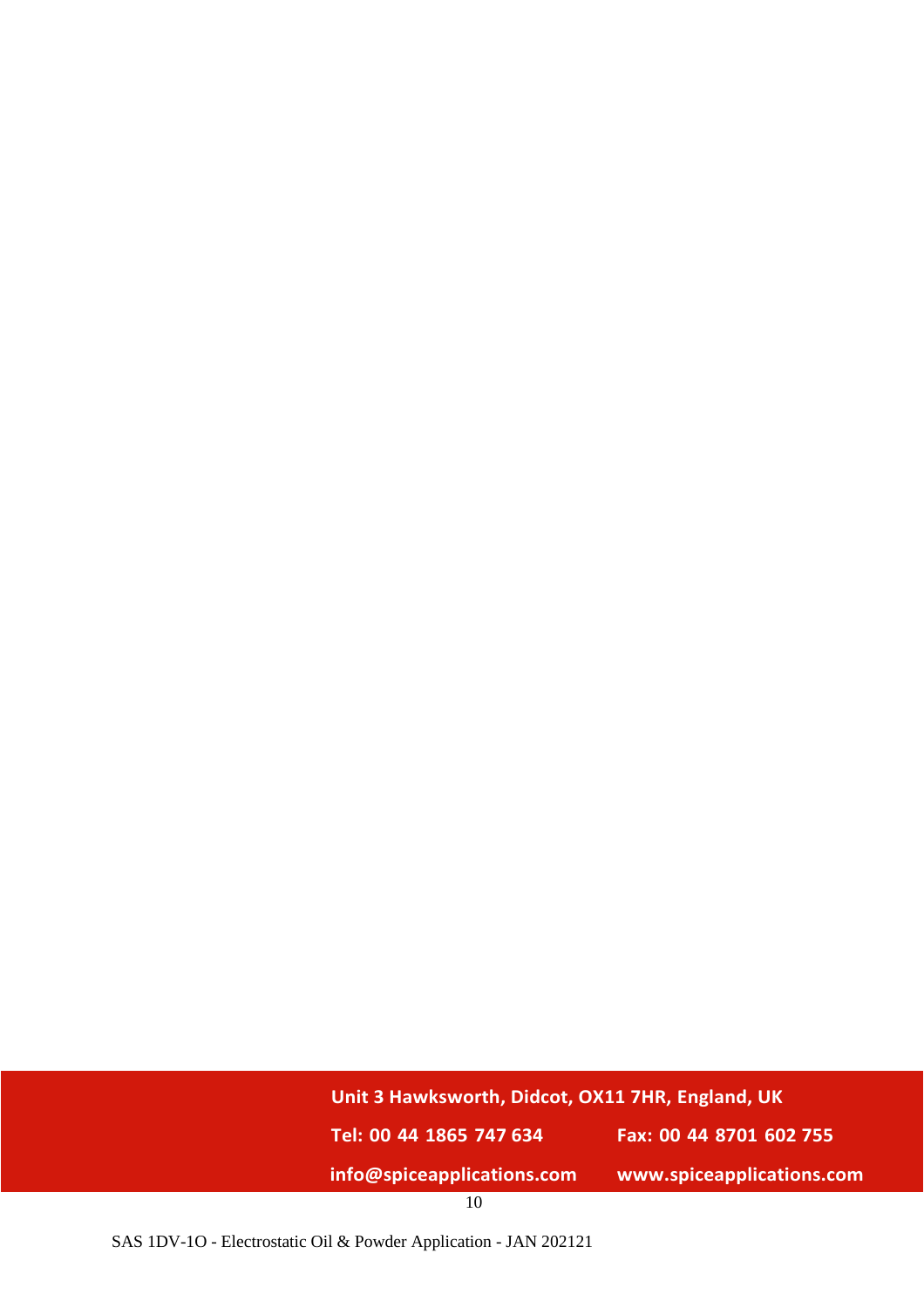**Unit 3 Hawksworth, Didcot, OX11 7HR, England, UK**

**Tel: 00 44 1865 747 634** **Fax: 00 44 8701 602 755**

**info@spiceapplications.com** **www.spiceapplications.com**